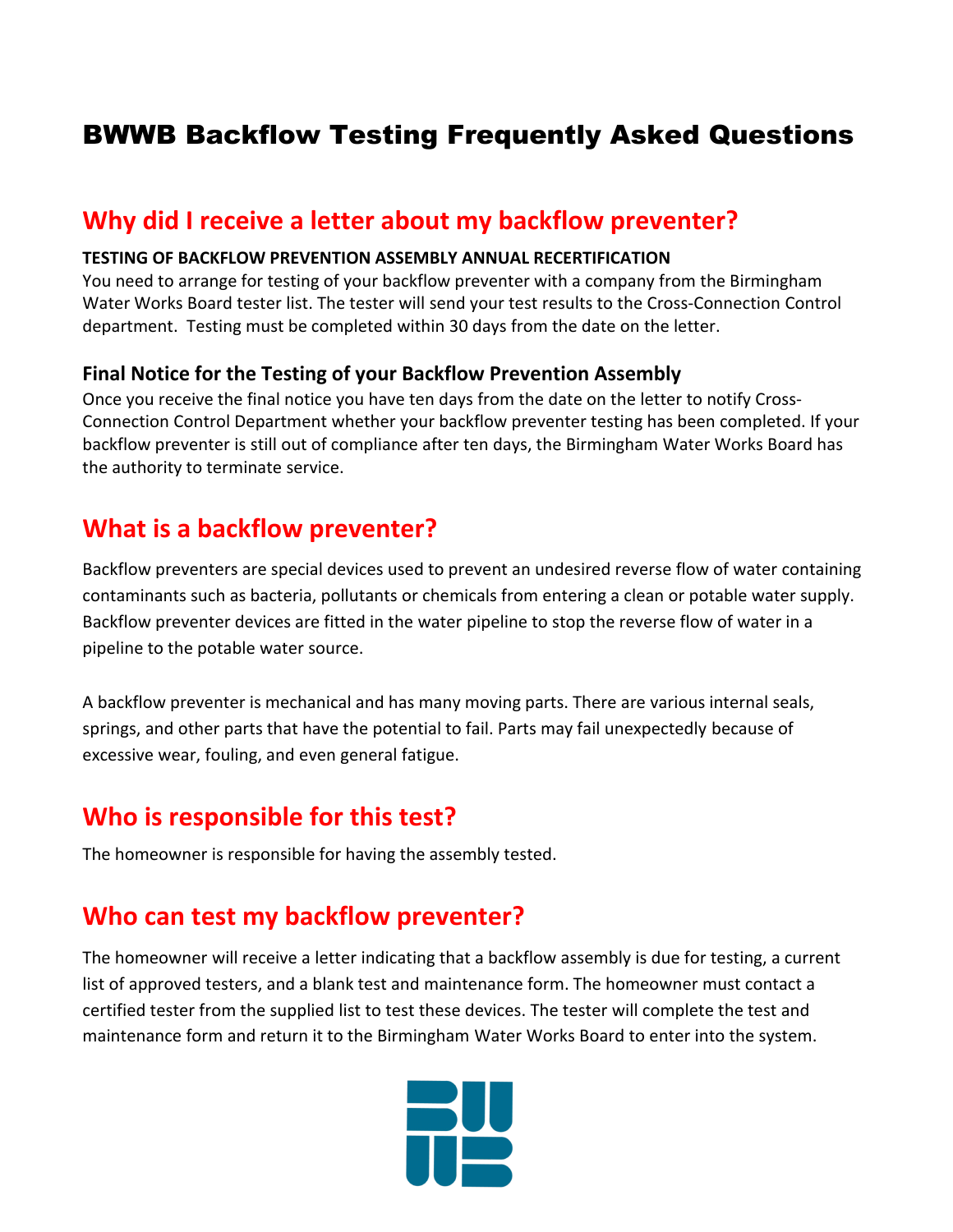# BWWB Backflow Testing Frequently Asked Questions

## Why did I receive a letter about my backflow preventer?

**TESTING OF BACKFLOW PREVENTION ASSEMBLY ANNUAL RECERTIFICATION**

You need to arrange for testing of your backflow preventer with a company from the Birmingham Water Works Board tester list. The tester will send your test results to the Cross-Connection Control department. Testing must be completed within 30 days from the date on the letter.

### Final Notice for the Testing of your Backflow Prevention Assembly

Once you receive the final notice you have ten days from the date on the letter to notify Cross-Connection Control Department whether your backflow preventer testing has been completed. If your backflow preventer is still out of compliance after ten days, the Birmingham Water Works Board has the authority to terminate service.

## What is a backflow preventer?

Backflow preventers are special devices used to prevent an undesired reverse flow of water containing contaminants such as bacteria, pollutants or chemicals from entering a clean or potable water supply. Backflow preventer devices are fitted in the water pipeline to stop the reverse flow of water in a pipeline to the potable water source.

A backflow preventer is mechanical and has many moving parts. There are various internal seals, springs, and other parts that have the potential to fail. Parts may fail unexpectedly because of excessive wear, fouling, and even general fatigue.

## Who is responsible for this test?

The homeowner is responsible for having the assembly tested.

## Who can test my backflow preventer?

The homeowner will receive a letter indicating that a backflow assembly is due for testing, a current list of approved testers, and a blank test and maintenance form. The homeowner must contact a certified tester from the supplied list to test these devices. The tester will complete the test and maintenance form and return it to the Birmingham Water Works Board to enter into the system.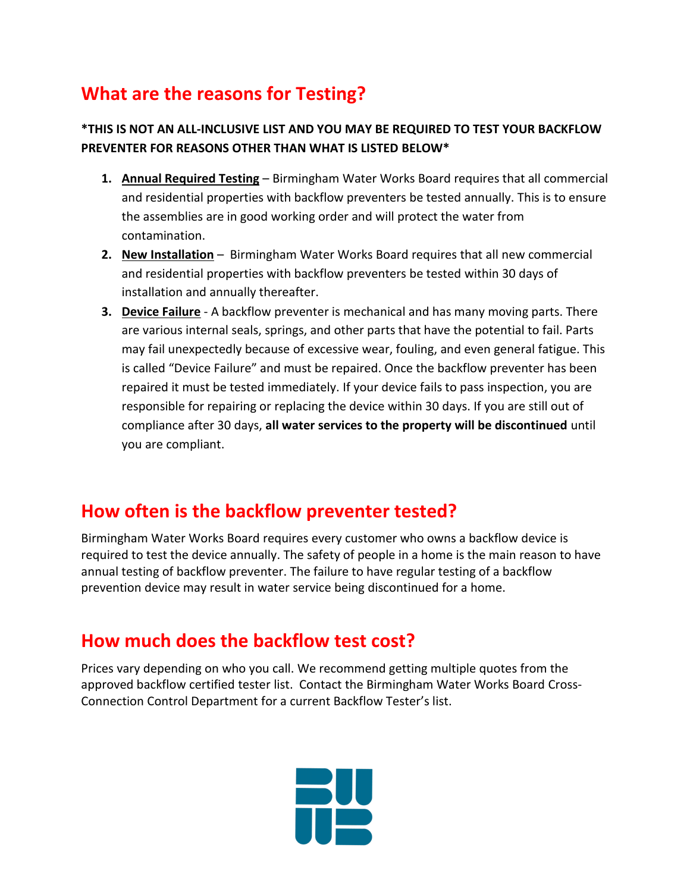## What are the reasons for Testing?

**\*THIS IS NOT AN ALL-INCLUSIVE LIST AND YOU MAY BE REQUIRED TO TEST YOUR BACKFLOW PREVENTER FOR REASONS OTHER THAN WHAT IS LISTED BELOW\***

1. **Annual Required Testing** – Birmingham Water Works Board requires that all commercial and residential properties with backflow preventers be tested annually. This is to ensure the assemblies are in good working order and will protect the water from contamination.
2. **New Installation** – Birmingham Water Works Board requires that all new commercial and residential properties with backflow preventers be tested within 30 days of installation and annually thereafter.
3. **Device Failure** - A backflow preventer is mechanical and has many moving parts. There are various internal seals, springs, and other parts that have the potential to fail. Parts may fail unexpectedly because of excessive wear, fouling, and even general fatigue. This is called "Device Failure" and must be repaired. Once the backflow preventer has been repaired it must be tested immediately. If your device fails to pass inspection, you are responsible for repairing or replacing the device within 30 days. If you are still out of compliance after 30 days, **all water services to the property will be discontinued** until you are compliant.

## How often is the backflow preventer tested?

Birmingham Water Works Board requires every customer who owns a backflow device is required to test the device annually. The safety of people in a home is the main reason to have annual testing of backflow preventer. The failure to have regular testing of a backflow prevention device may result in water service being discontinued for a home.

## How much does the backflow test cost?

Prices vary depending on who you call. We recommend getting multiple quotes from the approved backflow certified tester list. Contact the Birmingham Water Works Board Cross-Connection Control Department for a current Backflow Tester's list.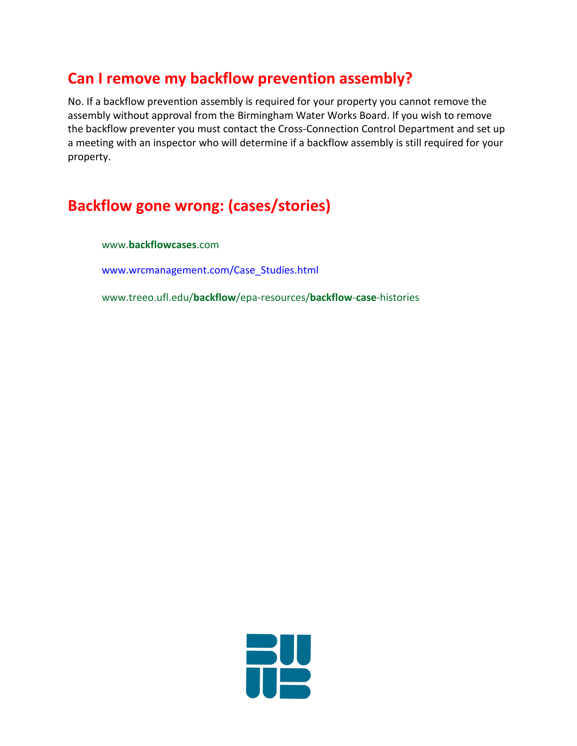## Can I remove my backflow prevention assembly?

No. If a backflow prevention assembly is required for your property you cannot remove the assembly without approval from the Birmingham Water Works Board. If you wish to remove the backflow preventer you must contact the Cross-Connection Control Department and set up a meeting with an inspector who will determine if a backflow assembly is still required for your property.

## Backflow gone wrong: (cases/stories)

www.**backflowcases**.com

www.wrcmanagement.com/Case_Studies.html

www.treeo.ufl.edu/**backflow**/epa-resources/**backflow**-**case**-histories